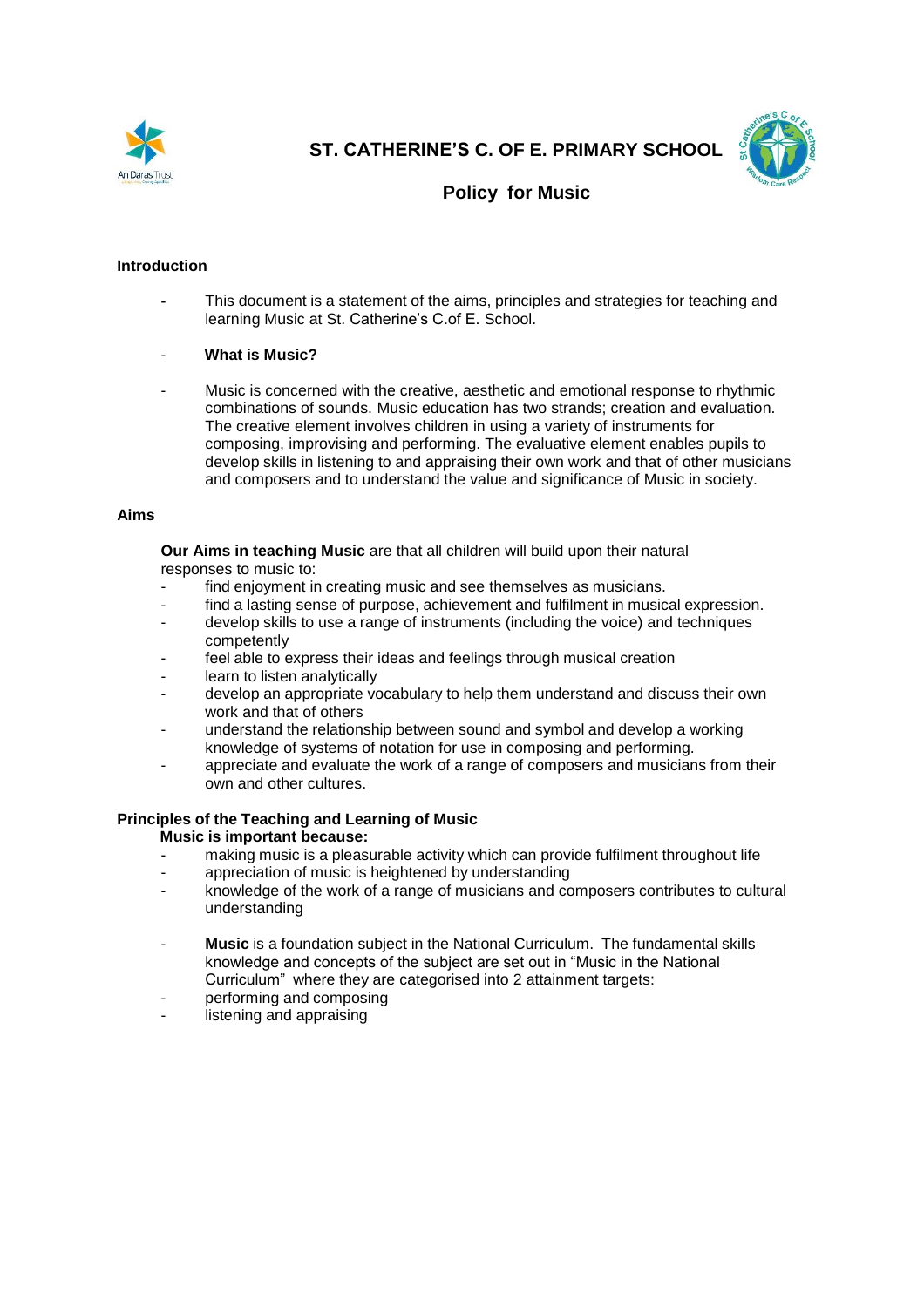# ST. CATHERINE'S C. OF E. PRIMARY SCHOOL

## Policy for Music

### Introduction

- This document is a statement of the aims, principles and strategies for teaching and learning Music at St. Catherine's C.of E. School.

- **What is Music?**

- Music is concerned with the creative, aesthetic and emotional response to rhythmic combinations of sounds. Music education has two strands; creation and evaluation. The creative element involves children in using a variety of instruments for composing, improvising and performing. The evaluative element enables pupils to develop skills in listening to and appraising their own work and that of other musicians and composers and to understand the value and significance of Music in society.

### Aims

**Our Aims in teaching Music** are that all children will build upon their natural responses to music to:

- find enjoyment in creating music and see themselves as musicians.
- find a lasting sense of purpose, achievement and fulfilment in musical expression.
- develop skills to use a range of instruments (including the voice) and techniques competently
- feel able to express their ideas and feelings through musical creation
- learn to listen analytically
- develop an appropriate vocabulary to help them understand and discuss their own work and that of others
- understand the relationship between sound and symbol and develop a working knowledge of systems of notation for use in composing and performing.
- appreciate and evaluate the work of a range of composers and musicians from their own and other cultures.

### Principles of the Teaching and Learning of Music

**Music is important because:**

- making music is a pleasurable activity which can provide fulfilment throughout life
- appreciation of music is heightened by understanding
- knowledge of the work of a range of musicians and composers contributes to cultural understanding

- **Music** is a foundation subject in the National Curriculum. The fundamental skills knowledge and concepts of the subject are set out in "Music in the National Curriculum" where they are categorised into 2 attainment targets:
- performing and composing
- listening and appraising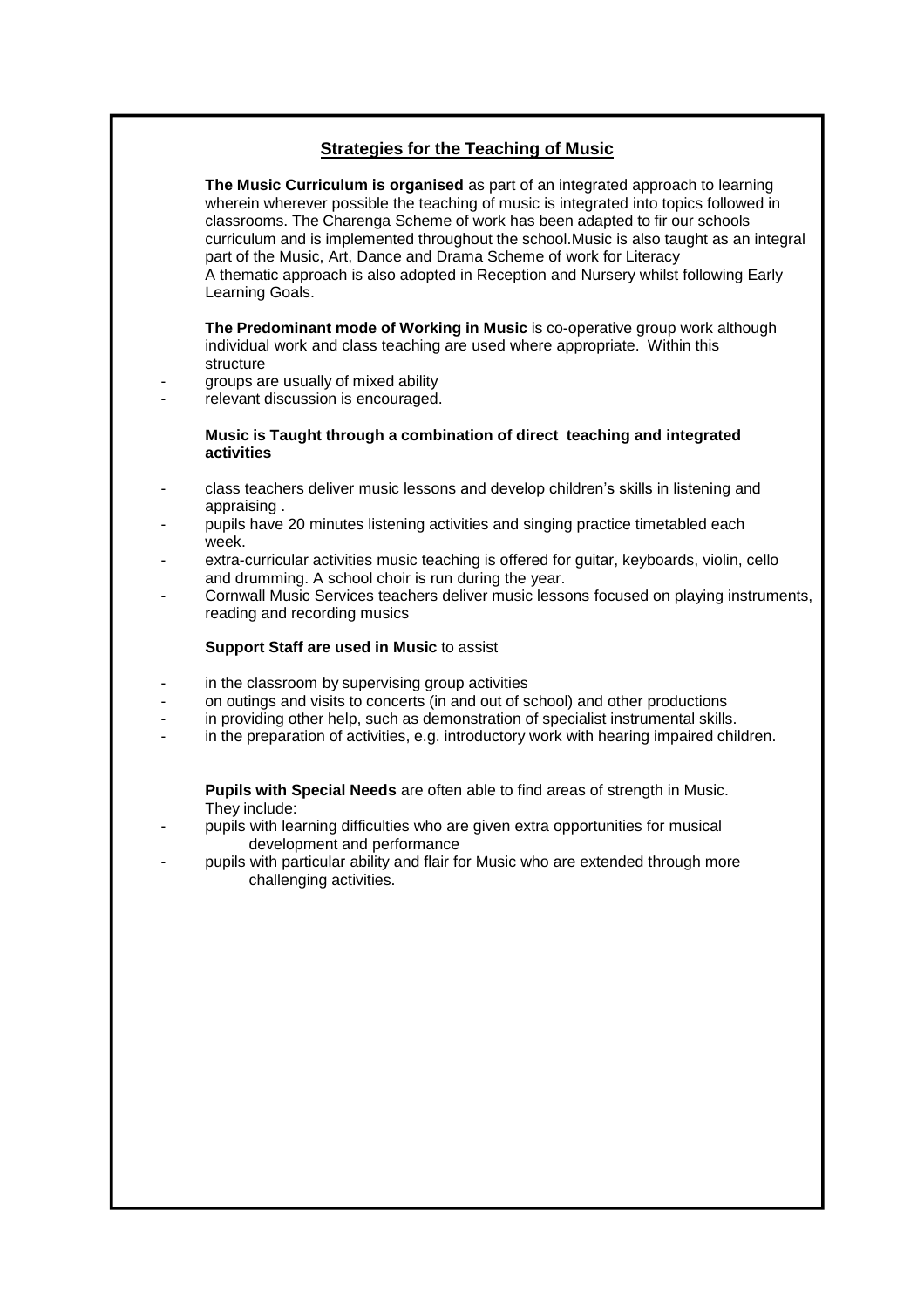## Strategies for the Teaching of Music

**The Music Curriculum is organised** as part of an integrated approach to learning wherein wherever possible the teaching of music is integrated into topics followed in classrooms. The Charenga Scheme of work has been adapted to fir our schools curriculum and is implemented throughout the school.Music is also taught as an integral part of the Music, Art, Dance and Drama Scheme of work for Literacy
A thematic approach is also adopted in Reception and Nursery whilst following Early Learning Goals.

**The Predominant mode of Working in Music** is co-operative group work although individual work and class teaching are used where appropriate. Within this structure

- groups are usually of mixed ability
- relevant discussion is encouraged.

**Music is Taught through a combination of direct teaching and integrated activities**

- class teachers deliver music lessons and develop children's skills in listening and appraising .
- pupils have 20 minutes listening activities and singing practice timetabled each week.
- extra-curricular activities music teaching is offered for guitar, keyboards, violin, cello and drumming. A school choir is run during the year.
- Cornwall Music Services teachers deliver music lessons focused on playing instruments, reading and recording musics

**Support Staff are used in Music** to assist

- in the classroom by supervising group activities
- on outings and visits to concerts (in and out of school) and other productions
- in providing other help, such as demonstration of specialist instrumental skills.
- in the preparation of activities, e.g. introductory work with hearing impaired children.

**Pupils with Special Needs** are often able to find areas of strength in Music. They include:

- pupils with learning difficulties who are given extra opportunities for musical development and performance
- pupils with particular ability and flair for Music who are extended through more challenging activities.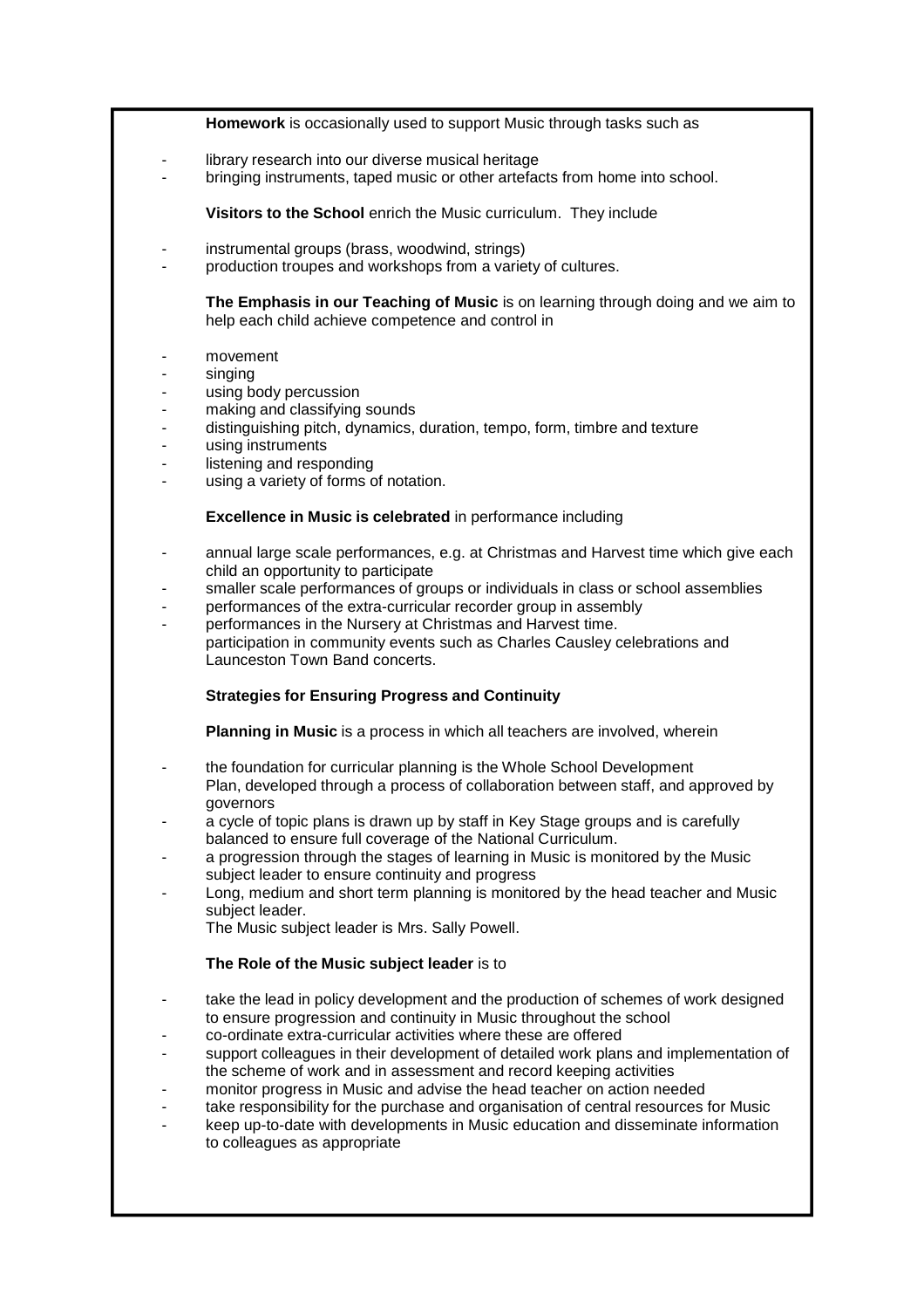**Homework** is occasionally used to support Music through tasks such as

- library research into our diverse musical heritage
- bringing instruments, taped music or other artefacts from home into school.

**Visitors to the School** enrich the Music curriculum. They include

- instrumental groups (brass, woodwind, strings)
- production troupes and workshops from a variety of cultures.

**The Emphasis in our Teaching of Music** is on learning through doing and we aim to help each child achieve competence and control in

- movement
- singing
- using body percussion
- making and classifying sounds
- distinguishing pitch, dynamics, duration, tempo, form, timbre and texture
- using instruments
- listening and responding
- using a variety of forms of notation.

**Excellence in Music is celebrated** in performance including

- annual large scale performances, e.g. at Christmas and Harvest time which give each child an opportunity to participate
- smaller scale performances of groups or individuals in class or school assemblies
- performances of the extra-curricular recorder group in assembly
- performances in the Nursery at Christmas and Harvest time.
  participation in community events such as Charles Causley celebrations and Launceston Town Band concerts.

**Strategies for Ensuring Progress and Continuity**

**Planning in Music** is a process in which all teachers are involved, wherein

- the foundation for curricular planning is the Whole School Development Plan, developed through a process of collaboration between staff, and approved by governors
- a cycle of topic plans is drawn up by staff in Key Stage groups and is carefully balanced to ensure full coverage of the National Curriculum.
- a progression through the stages of learning in Music is monitored by the Music subject leader to ensure continuity and progress
- Long, medium and short term planning is monitored by the head teacher and Music subject leader.
  The Music subject leader is Mrs. Sally Powell.

**The Role of the Music subject leader** is to

- take the lead in policy development and the production of schemes of work designed to ensure progression and continuity in Music throughout the school
- co-ordinate extra-curricular activities where these are offered
- support colleagues in their development of detailed work plans and implementation of the scheme of work and in assessment and record keeping activities
- monitor progress in Music and advise the head teacher on action needed
- take responsibility for the purchase and organisation of central resources for Music
- keep up-to-date with developments in Music education and disseminate information to colleagues as appropriate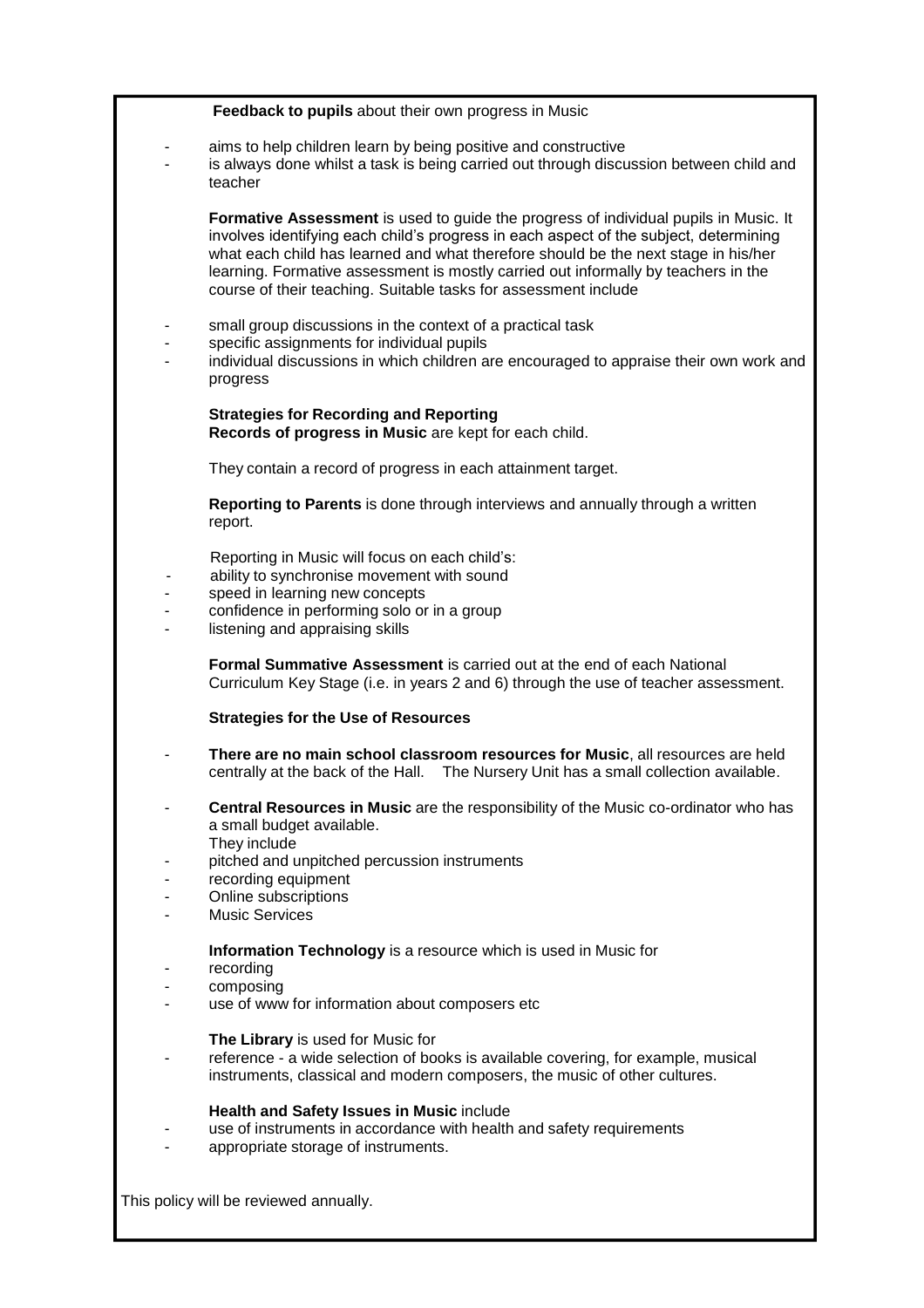**Feedback to pupils** about their own progress in Music

- aims to help children learn by being positive and constructive
- is always done whilst a task is being carried out through discussion between child and teacher

**Formative Assessment** is used to guide the progress of individual pupils in Music. It involves identifying each child's progress in each aspect of the subject, determining what each child has learned and what therefore should be the next stage in his/her learning. Formative assessment is mostly carried out informally by teachers in the course of their teaching. Suitable tasks for assessment include

- small group discussions in the context of a practical task
- specific assignments for individual pupils
- individual discussions in which children are encouraged to appraise their own work and progress

**Strategies for Recording and Reporting**

**Records of progress in Music** are kept for each child.

They contain a record of progress in each attainment target.

**Reporting to Parents** is done through interviews and annually through a written report.

Reporting in Music will focus on each child's:

- ability to synchronise movement with sound
- speed in learning new concepts
- confidence in performing solo or in a group
- listening and appraising skills

**Formal Summative Assessment** is carried out at the end of each National Curriculum Key Stage (i.e. in years 2 and 6) through the use of teacher assessment.

**Strategies for the Use of Resources**

- **There are no main school classroom resources for Music**, all resources are held centrally at the back of the Hall. The Nursery Unit has a small collection available.
- **Central Resources in Music** are the responsibility of the Music co-ordinator who has a small budget available.
  They include
- pitched and unpitched percussion instruments
- recording equipment
- Online subscriptions
- Music Services

**Information Technology** is a resource which is used in Music for

- recording
- composing
- use of www for information about composers etc

**The Library** is used for Music for

- reference - a wide selection of books is available covering, for example, musical instruments, classical and modern composers, the music of other cultures.

**Health and Safety Issues in Music** include

- use of instruments in accordance with health and safety requirements
- appropriate storage of instruments.

This policy will be reviewed annually.